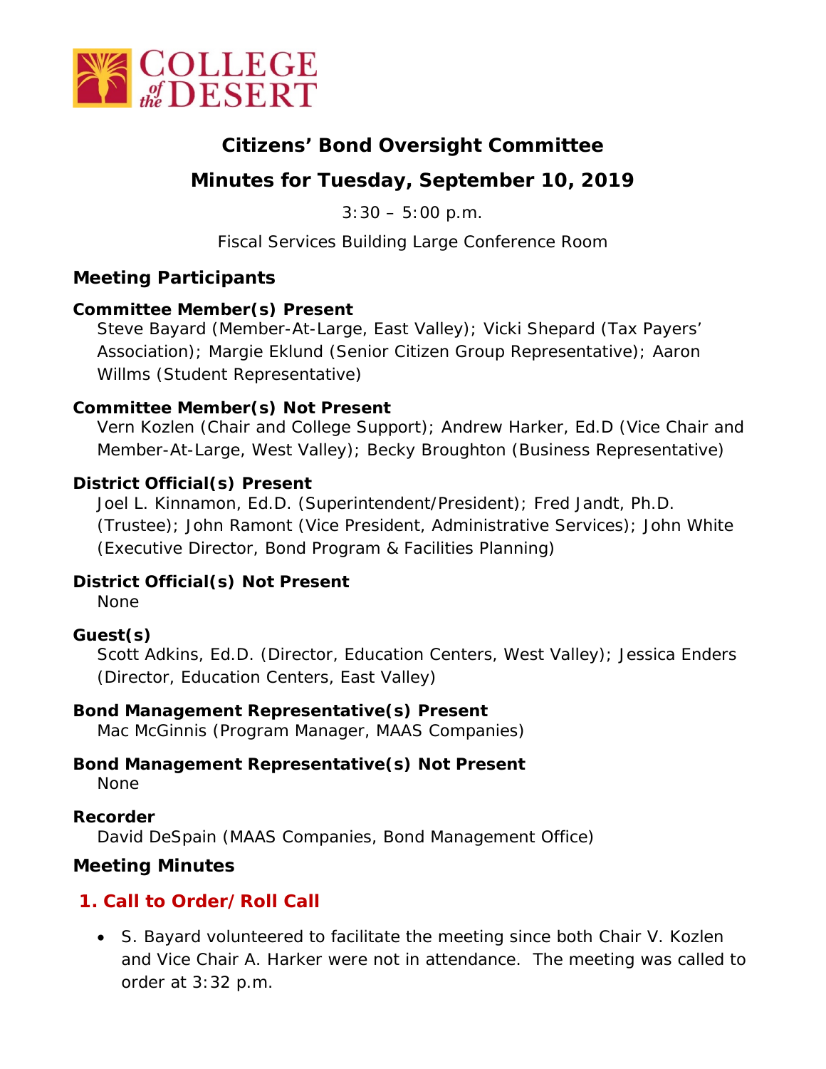# Citizens' Bond Oversight Committee

## Minutes for Tuesday, September 10, 2019

3:30 – 5:00 p.m.

Fiscal Services Building Large Conference Room

### Meeting Participants

**Committee Member(s) Present**

Steve Bayard (Member-At-Large, East Valley); Vicki Shepard (Tax Payers' Association); Margie Eklund (Senior Citizen Group Representative); Aaron Willms (Student Representative)

**Committee Member(s) Not Present**

Vern Kozlen (Chair and College Support); Andrew Harker, Ed.D (Vice Chair and Member-At-Large, West Valley); Becky Broughton (Business Representative)

**District Official(s) Present**

Joel L. Kinnamon, Ed.D. (Superintendent/President); Fred Jandt, Ph.D. (Trustee); John Ramont (Vice President, Administrative Services); John White (Executive Director, Bond Program & Facilities Planning)

**District Official(s) Not Present**

None

**Guest(s)**

Scott Adkins, Ed.D. (Director, Education Centers, West Valley); Jessica Enders (Director, Education Centers, East Valley)

**Bond Management Representative(s) Present**

Mac McGinnis (Program Manager, MAAS Companies)

**Bond Management Representative(s) Not Present**

None

**Recorder**

David DeSpain (MAAS Companies, Bond Management Office)

### Meeting Minutes

### 1. Call to Order/Roll Call

- S. Bayard volunteered to facilitate the meeting since both Chair V. Kozlen and Vice Chair A. Harker were not in attendance. The meeting was called to order at 3:32 p.m.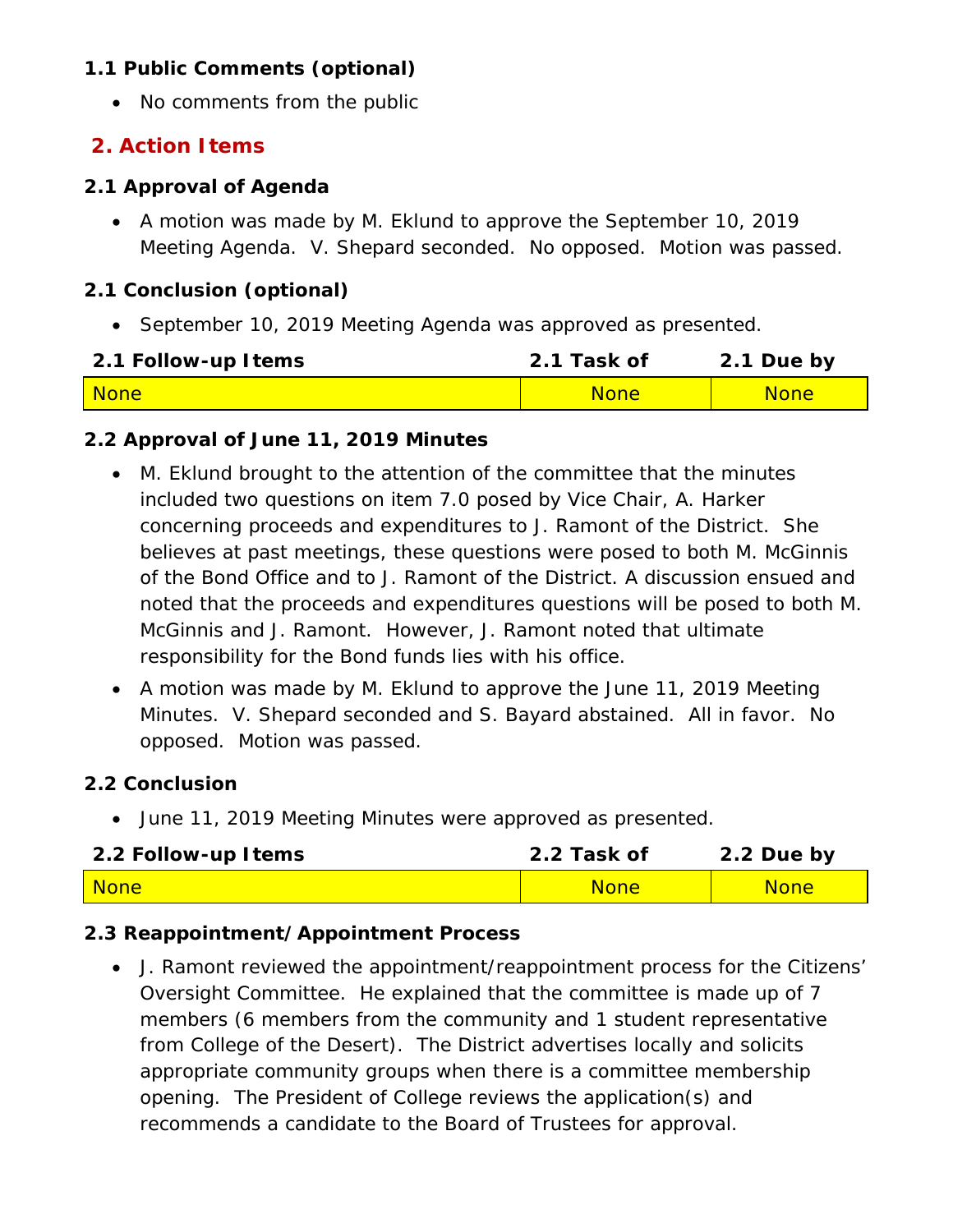### 1.1 Public Comments (optional)

- No comments from the public

## 2. Action Items

### 2.1 Approval of Agenda

- A motion was made by M. Eklund to approve the September 10, 2019 Meeting Agenda. V. Shepard seconded. No opposed. Motion was passed.

### 2.1 Conclusion (optional)

- September 10, 2019 Meeting Agenda was approved as presented.

| 2.1 Follow-up Items | 2.1 Task of | 2.1 Due by |
|---|---|---|
| None | None | None |

### 2.2 Approval of June 11, 2019 Minutes

- M. Eklund brought to the attention of the committee that the minutes included two questions on item 7.0 posed by Vice Chair, A. Harker concerning proceeds and expenditures to J. Ramont of the District. She believes at past meetings, these questions were posed to both M. McGinnis of the Bond Office and to J. Ramont of the District. A discussion ensued and noted that the proceeds and expenditures questions will be posed to both M. McGinnis and J. Ramont. However, J. Ramont noted that ultimate responsibility for the Bond funds lies with his office.
- A motion was made by M. Eklund to approve the June 11, 2019 Meeting Minutes. V. Shepard seconded and S. Bayard abstained. All in favor. No opposed. Motion was passed.

### 2.2 Conclusion

- June 11, 2019 Meeting Minutes were approved as presented.

| 2.2 Follow-up Items | 2.2 Task of | 2.2 Due by |
|---|---|---|
| None | None | None |

### 2.3 Reappointment/Appointment Process

- J. Ramont reviewed the appointment/reappointment process for the Citizens' Oversight Committee. He explained that the committee is made up of 7 members (6 members from the community and 1 student representative from College of the Desert). The District advertises locally and solicits appropriate community groups when there is a committee membership opening. The President of College reviews the application(s) and recommends a candidate to the Board of Trustees for approval.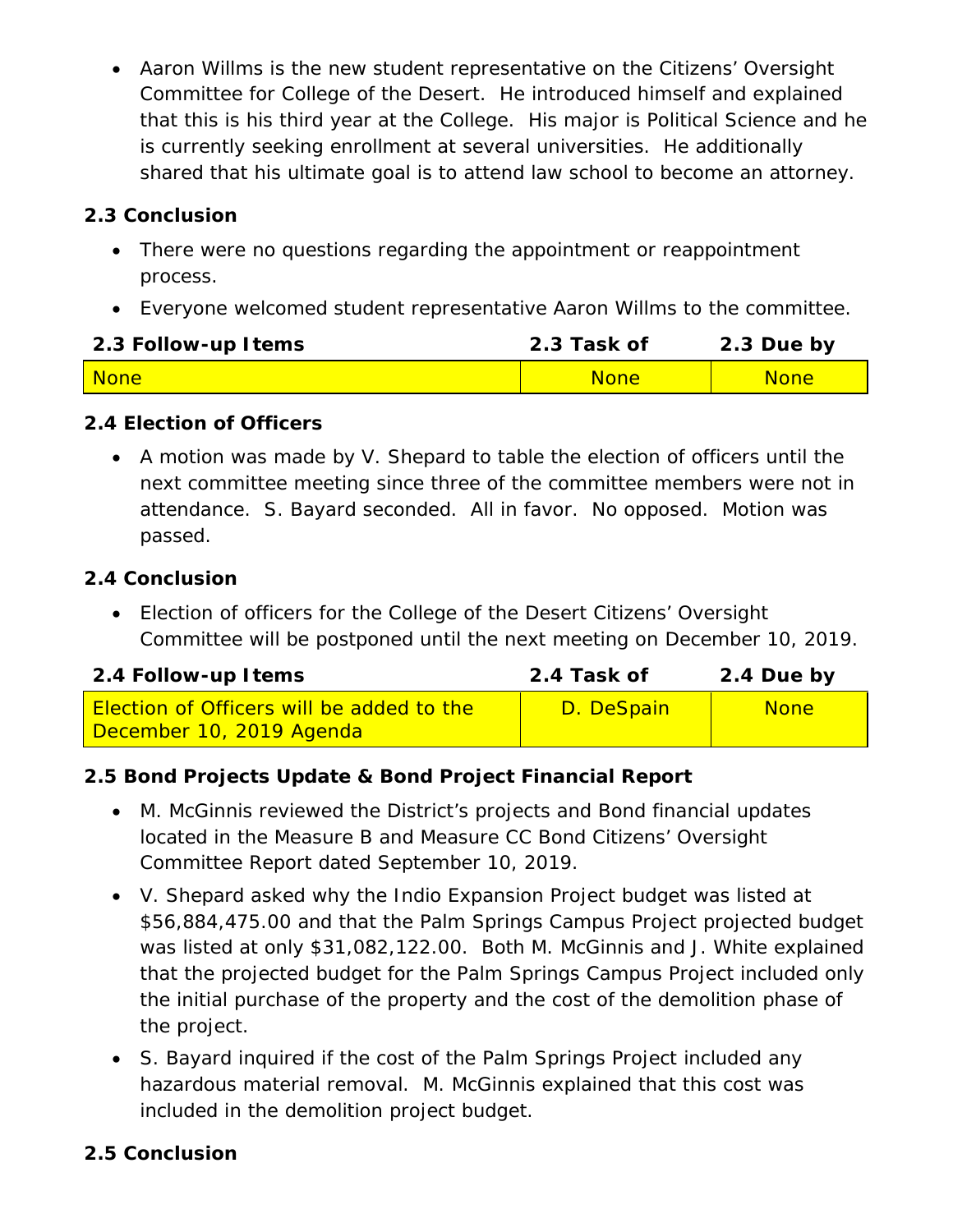- Aaron Willms is the new student representative on the Citizens' Oversight Committee for College of the Desert. He introduced himself and explained that this is his third year at the College. His major is Political Science and he is currently seeking enrollment at several universities. He additionally shared that his ultimate goal is to attend law school to become an attorney.

**2.3 Conclusion**

- There were no questions regarding the appointment or reappointment process.
- Everyone welcomed student representative Aaron Willms to the committee.

| 2.3 Follow-up Items | 2.3 Task of | 2.3 Due by |
| --- | --- | --- |
| None | None | None |

**2.4 Election of Officers**

- A motion was made by V. Shepard to table the election of officers until the next committee meeting since three of the committee members were not in attendance. S. Bayard seconded. All in favor. No opposed. Motion was passed.

**2.4 Conclusion**

- Election of officers for the College of the Desert Citizens' Oversight Committee will be postponed until the next meeting on December 10, 2019.

| 2.4 Follow-up Items | 2.4 Task of | 2.4 Due by |
| --- | --- | --- |
| Election of Officers will be added to the December 10, 2019 Agenda | D. DeSpain | None |

**2.5 Bond Projects Update & Bond Project Financial Report**

- M. McGinnis reviewed the District's projects and Bond financial updates located in the Measure B and Measure CC Bond Citizens' Oversight Committee Report dated September 10, 2019.
- V. Shepard asked why the Indio Expansion Project budget was listed at $56,884,475.00 and that the Palm Springs Campus Project projected budget was listed at only $31,082,122.00. Both M. McGinnis and J. White explained that the projected budget for the Palm Springs Campus Project included only the initial purchase of the property and the cost of the demolition phase of the project.
- S. Bayard inquired if the cost of the Palm Springs Project included any hazardous material removal. M. McGinnis explained that this cost was included in the demolition project budget.

**2.5 Conclusion**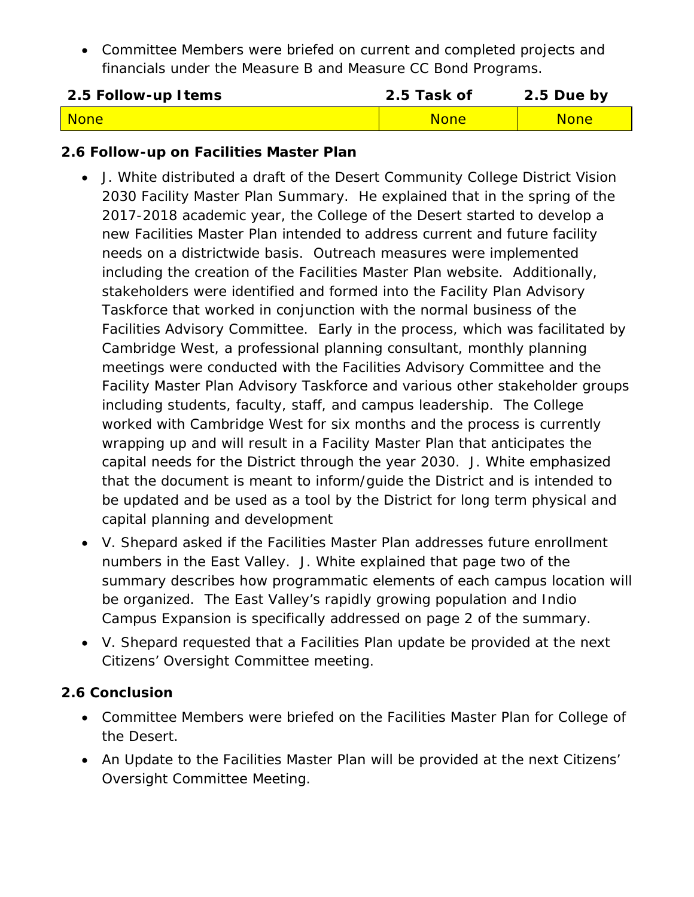- Committee Members were briefed on current and completed projects and financials under the Measure B and Measure CC Bond Programs.

| 2.5 Follow-up Items | 2.5 Task of | 2.5 Due by |
|---|---|---|
| None | None | None |

**2.6 Follow-up on Facilities Master Plan**

- J. White distributed a draft of the Desert Community College District Vision 2030 Facility Master Plan Summary. He explained that in the spring of the 2017-2018 academic year, the College of the Desert started to develop a new Facilities Master Plan intended to address current and future facility needs on a districtwide basis. Outreach measures were implemented including the creation of the Facilities Master Plan website. Additionally, stakeholders were identified and formed into the Facility Plan Advisory Taskforce that worked in conjunction with the normal business of the Facilities Advisory Committee. Early in the process, which was facilitated by Cambridge West, a professional planning consultant, monthly planning meetings were conducted with the Facilities Advisory Committee and the Facility Master Plan Advisory Taskforce and various other stakeholder groups including students, faculty, staff, and campus leadership. The College worked with Cambridge West for six months and the process is currently wrapping up and will result in a Facility Master Plan that anticipates the capital needs for the District through the year 2030. J. White emphasized that the document is meant to inform/guide the District and is intended to be updated and be used as a tool by the District for long term physical and capital planning and development
- V. Shepard asked if the Facilities Master Plan addresses future enrollment numbers in the East Valley. J. White explained that page two of the summary describes how programmatic elements of each campus location will be organized. The East Valley's rapidly growing population and Indio Campus Expansion is specifically addressed on page 2 of the summary.
- V. Shepard requested that a Facilities Plan update be provided at the next Citizens' Oversight Committee meeting.

**2.6 Conclusion**

- Committee Members were briefed on the Facilities Master Plan for College of the Desert.
- An Update to the Facilities Master Plan will be provided at the next Citizens' Oversight Committee Meeting.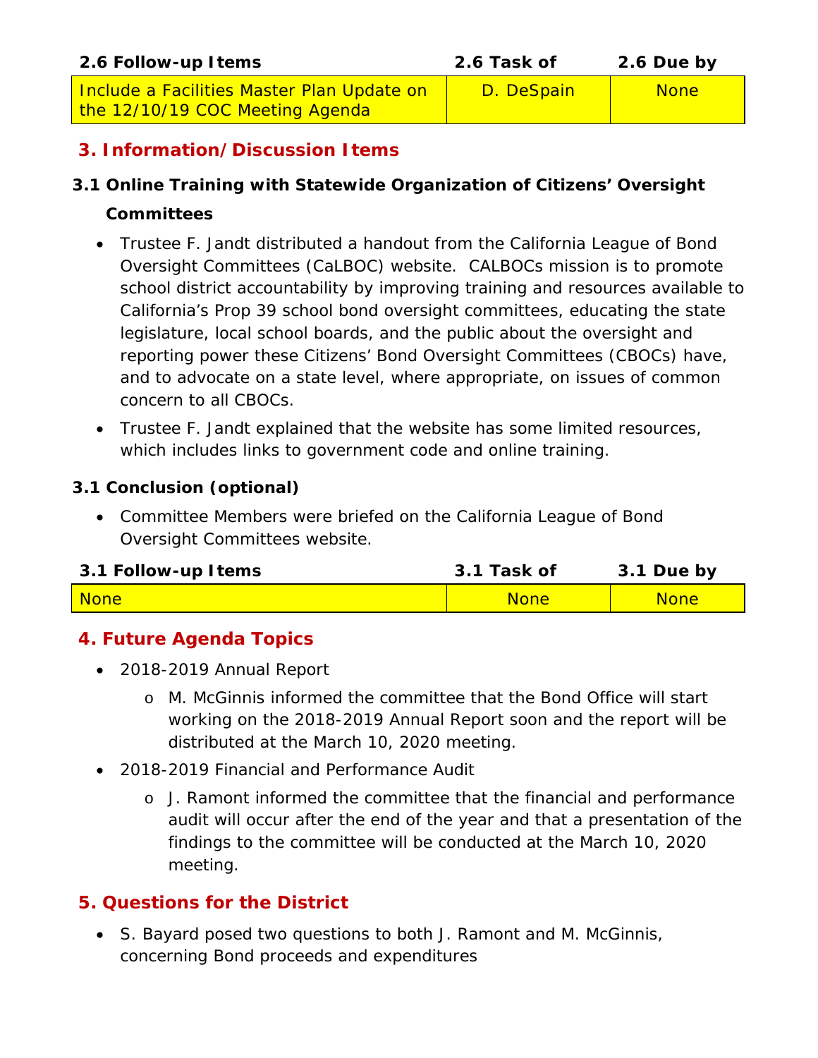| 2.6 Follow-up Items | 2.6 Task of | 2.6 Due by |
| --- | --- | --- |
| Include a Facilities Master Plan Update on the 12/10/19 COC Meeting Agenda | D. DeSpain | None |

## 3. Information/Discussion Items

### 3.1 Online Training with Statewide Organization of Citizens' Oversight Committees

- Trustee F. Jandt distributed a handout from the California League of Bond Oversight Committees (CaLBOC) website. CALBOCs mission is to promote school district accountability by improving training and resources available to California's Prop 39 school bond oversight committees, educating the state legislature, local school boards, and the public about the oversight and reporting power these Citizens' Bond Oversight Committees (CBOCs) have, and to advocate on a state level, where appropriate, on issues of common concern to all CBOCs.
- Trustee F. Jandt explained that the website has some limited resources, which includes links to government code and online training.

### 3.1 Conclusion (optional)

- Committee Members were briefed on the California League of Bond Oversight Committees website.

| 3.1 Follow-up Items | 3.1 Task of | 3.1 Due by |
| --- | --- | --- |
| None | None | None |

## 4. Future Agenda Topics

- 2018-2019 Annual Report
  - M. McGinnis informed the committee that the Bond Office will start working on the 2018-2019 Annual Report soon and the report will be distributed at the March 10, 2020 meeting.
- 2018-2019 Financial and Performance Audit
  - J. Ramont informed the committee that the financial and performance audit will occur after the end of the year and that a presentation of the findings to the committee will be conducted at the March 10, 2020 meeting.

## 5. Questions for the District

- S. Bayard posed two questions to both J. Ramont and M. McGinnis, concerning Bond proceeds and expenditures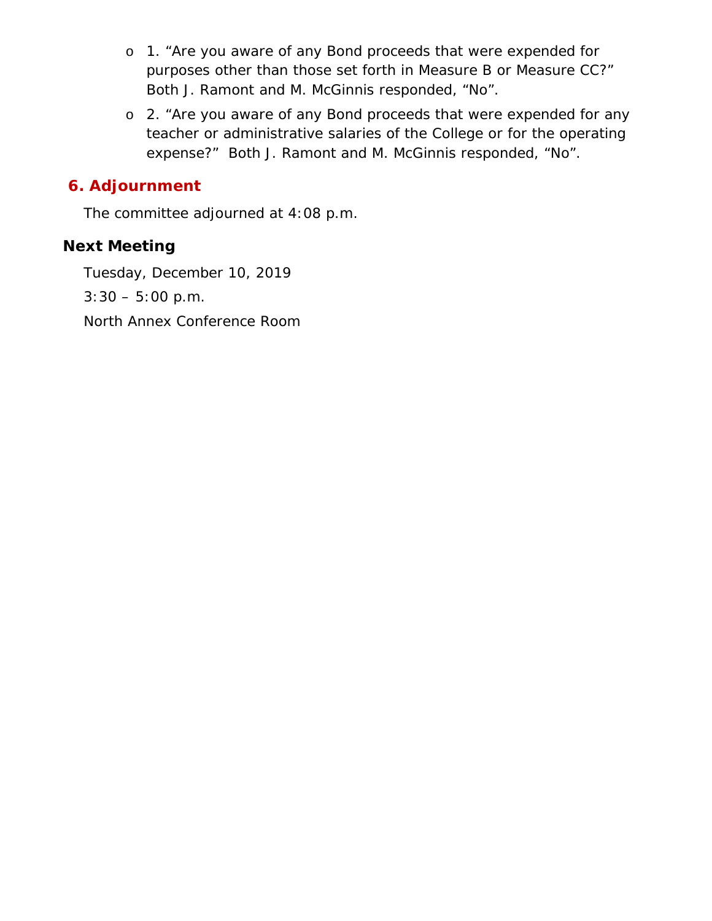- 1. “Are you aware of any Bond proceeds that were expended for purposes other than those set forth in Measure B or Measure CC?” Both J. Ramont and M. McGinnis responded, “No”.
- 2. “Are you aware of any Bond proceeds that were expended for any teacher or administrative salaries of the College or for the operating expense?” Both J. Ramont and M. McGinnis responded, “No”.

## 6. Adjournment

The committee adjourned at 4:08 p.m.

## Next Meeting

Tuesday, December 10, 2019

3:30 – 5:00 p.m.

North Annex Conference Room